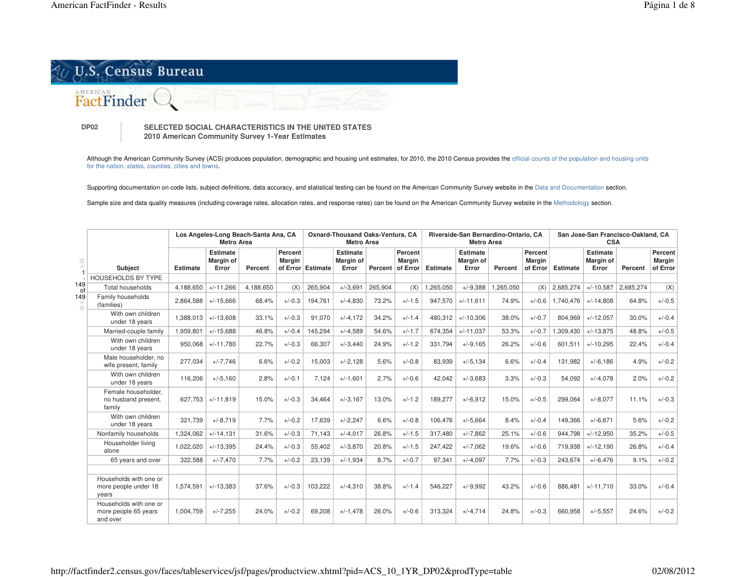U.S. Census Bureau

American FactFinder

**DP02** SELECTED SOCIAL CHARACTERISTICS IN THE UNITED STATES
2010 American Community Survey 1-Year Estimates

Although the American Community Survey (ACS) produces population, demographic and housing unit estimates, for 2010, the 2010 Census provides the official counts of the population and housing units for the nation, states, counties, cities and towns.

Supporting documentation on code lists, subject definitions, data accuracy, and statistical testing can be found on the American Community Survey website in the Data and Documentation section.

Sample size and data quality measures (including coverage rates, allocation rates, and response rates) can be found on the American Community Survey website in the Methodology section.

| | Los Angeles-Long Beach-Santa Ana, CA Metro Area | | | | Oxnard-Thousand Oaks-Ventura, CA Metro Area | | | | Riverside-San Bernardino-Ontario, CA Metro Area | | | | San Jose-San Francisco-Oakland, CA CSA | | | |
|---|---|---|---|---|---|---|---|---|---|---|---|---|---|---|---|---|
| Subject | Estimate | Estimate Margin of Error | Percent | Percent Margin of Error | Estimate | Estimate Margin of Error | Percent | Percent Margin of Error | Estimate | Estimate Margin of Error | Percent | Percent Margin of Error | Estimate | Estimate Margin of Error | Percent | Percent Margin of Error |
| HOUSEHOLDS BY TYPE | | | | | | | | | | | | | | | | |
| Total households | 4,188,650 | +/-11,266 | 4,188,650 | (X) | 265,904 | +/-3,691 | 265,904 | (X) | 1,265,050 | +/-9,388 | 1,265,050 | (X) | 2,685,274 | +/-10,587 | 2,685,274 | (X) |
| Family households (families) | 2,864,588 | +/-15,666 | 68.4% | +/-0.3 | 194,761 | +/-4,830 | 73.2% | +/-1.5 | 947,570 | +/-11,611 | 74.9% | +/-0.6 | 1,740,476 | +/-14,808 | 64.8% | +/-0.5 |
| With own children under 18 years | 1,388,013 | +/-13,608 | 33.1% | +/-0.3 | 91,070 | +/-4,172 | 34.2% | +/-1.4 | 480,312 | +/-10,306 | 38.0% | +/-0.7 | 804,969 | +/-12,057 | 30.0% | +/-0.4 |
| Married-couple family | 1,959,801 | +/-15,688 | 46.8% | +/-0.4 | 145,294 | +/-4,589 | 54.6% | +/-1.7 | 674,354 | +/-11,037 | 53.3% | +/-0.7 | 1,309,430 | +/-13,875 | 48.8% | +/-0.5 |
| With own children under 18 years | 950,068 | +/-11,780 | 22.7% | +/-0.3 | 66,307 | +/-3,440 | 24.9% | +/-1.2 | 331,794 | +/-9,165 | 26.2% | +/-0.6 | 601,511 | +/-10,295 | 22.4% | +/-0.4 |
| Male householder, no wife present, family | 277,034 | +/-7,746 | 6.6% | +/-0.2 | 15,003 | +/-2,128 | 5.6% | +/-0.8 | 83,939 | +/-5,134 | 6.6% | +/-0.4 | 131,982 | +/-6,186 | 4.9% | +/-0.2 |
| With own children under 18 years | 116,206 | +/-5,160 | 2.8% | +/-0.1 | 7,124 | +/-1,601 | 2.7% | +/-0.6 | 42,042 | +/-3,683 | 3.3% | +/-0.3 | 54,092 | +/-4,078 | 2.0% | +/-0.2 |
| Female householder, no husband present, family | 627,753 | +/-11,819 | 15.0% | +/-0.3 | 34,464 | +/-3,167 | 13.0% | +/-1.2 | 189,277 | +/-6,912 | 15.0% | +/-0.5 | 299,064 | +/-8,077 | 11.1% | +/-0.3 |
| With own children under 18 years | 321,739 | +/-8,719 | 7.7% | +/-0.2 | 17,639 | +/-2,247 | 6.6% | +/-0.8 | 106,476 | +/-5,664 | 8.4% | +/-0.4 | 149,366 | +/-6,671 | 5.6% | +/-0.2 |
| Nonfamily households | 1,324,062 | +/-14,131 | 31.6% | +/-0.3 | 71,143 | +/-4,017 | 26.8% | +/-1.5 | 317,480 | +/-7,862 | 25.1% | +/-0.6 | 944,798 | +/-12,950 | 35.2% | +/-0.5 |
| Householder living alone | 1,022,020 | +/-13,395 | 24.4% | +/-0.3 | 55,402 | +/-3,870 | 20.8% | +/-1.5 | 247,422 | +/-7,062 | 19.6% | +/-0.6 | 719,938 | +/-12,190 | 26.8% | +/-0.4 |
| 65 years and over | 322,588 | +/-7,470 | 7.7% | +/-0.2 | 23,139 | +/-1,934 | 8.7% | +/-0.7 | 97,341 | +/-4,097 | 7.7% | +/-0.3 | 243,674 | +/-6,476 | 9.1% | +/-0.2 |
| | | | | | | | | | | | | | | | | |
| Households with one or more people under 18 years | 1,574,591 | +/-13,383 | 37.6% | +/-0.3 | 103,222 | +/-4,310 | 38.8% | +/-1.4 | 546,227 | +/-9,992 | 43.2% | +/-0.6 | 886,481 | +/-11,710 | 33.0% | +/-0.4 |
| Households with one or more people 65 years and over | 1,004,759 | +/-7,255 | 24.0% | +/-0.2 | 69,208 | +/-1,478 | 26.0% | +/-0.6 | 313,324 | +/-4,714 | 24.8% | +/-0.3 | 660,958 | +/-5,557 | 24.6% | +/-0.2 |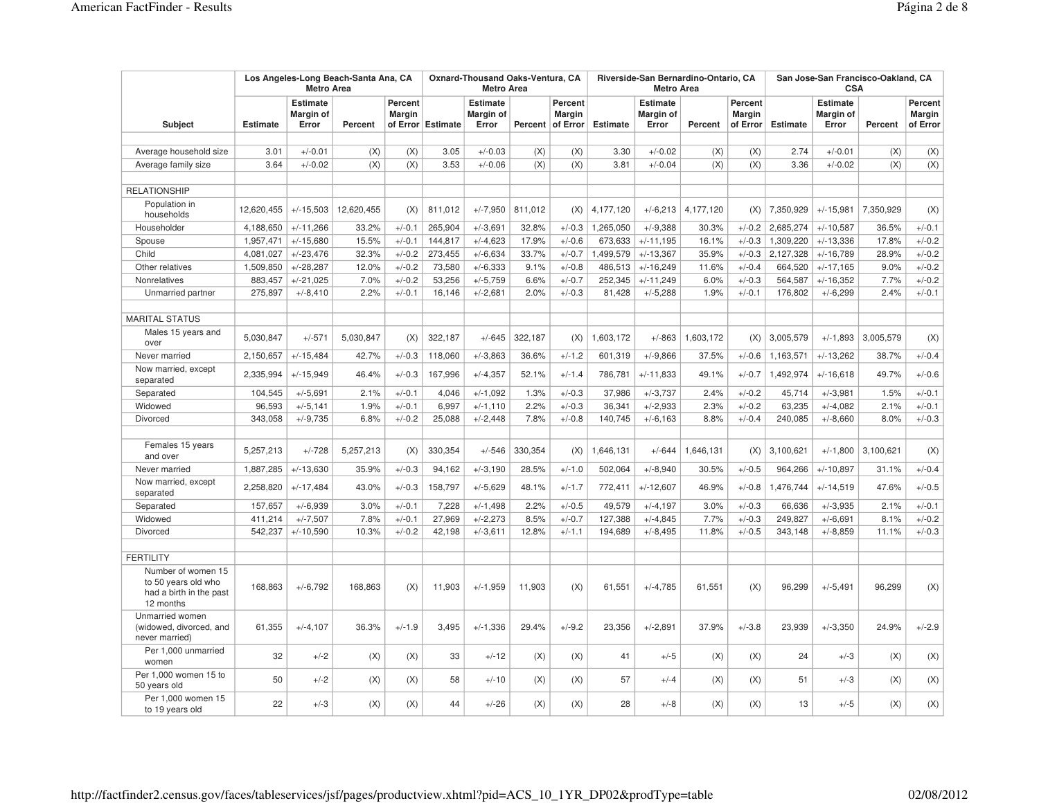| Subject | Los Angeles-Long Beach-Santa Ana, CA Metro Area | | | | Oxnard-Thousand Oaks-Ventura, CA Metro Area | | | | Riverside-San Bernardino-Ontario, CA Metro Area | | | | San Jose-San Francisco-Oakland, CA CSA | | | |
|---|---|---|---|---|---|---|---|---|---|---|---|---|---|---|---|---|
| | Estimate | Estimate Margin of Error | Percent | Percent Margin of Error | Estimate | Estimate Margin of Error | Percent | Percent Margin of Error | Estimate | Estimate Margin of Error | Percent | Percent Margin of Error | Estimate | Estimate Margin of Error | Percent | Percent Margin of Error |
| Average household size | 3.01 | +/-0.01 | (X) | (X) | 3.05 | +/-0.03 | (X) | (X) | 3.30 | +/-0.02 | (X) | (X) | 2.74 | +/-0.01 | (X) | (X) |
| Average family size | 3.64 | +/-0.02 | (X) | (X) | 3.53 | +/-0.06 | (X) | (X) | 3.81 | +/-0.04 | (X) | (X) | 3.36 | +/-0.02 | (X) | (X) |
| RELATIONSHIP | | | | | | | | | | | | | | | | |
| Population in households | 12,620,455 | +/-15,503 | 12,620,455 | (X) | 811,012 | +/-7,950 | 811,012 | (X) | 4,177,120 | +/-6,213 | 4,177,120 | (X) | 7,350,929 | +/-15,981 | 7,350,929 | (X) |
| Householder | 4,188,650 | +/-11,266 | 33.2% | +/-0.1 | 265,904 | +/-3,691 | 32.8% | +/-0.3 | 1,265,050 | +/-9,388 | 30.3% | +/-0.2 | 2,685,274 | +/-10,587 | 36.5% | +/-0.1 |
| Spouse | 1,957,471 | +/-15,680 | 15.5% | +/-0.1 | 144,817 | +/-4,623 | 17.9% | +/-0.6 | 673,633 | +/-11,195 | 16.1% | +/-0.3 | 1,309,220 | +/-13,336 | 17.8% | +/-0.2 |
| Child | 4,081,027 | +/-23,476 | 32.3% | +/-0.2 | 273,455 | +/-6,634 | 33.7% | +/-0.7 | 1,499,579 | +/-13,367 | 35.9% | +/-0.3 | 2,127,328 | +/-16,789 | 28.9% | +/-0.2 |
| Other relatives | 1,509,850 | +/-28,287 | 12.0% | +/-0.2 | 73,580 | +/-6,333 | 9.1% | +/-0.8 | 486,513 | +/-16,249 | 11.6% | +/-0.4 | 664,520 | +/-17,165 | 9.0% | +/-0.2 |
| Nonrelatives | 883,457 | +/-21,025 | 7.0% | +/-0.2 | 53,256 | +/-5,759 | 6.6% | +/-0.7 | 252,345 | +/-11,249 | 6.0% | +/-0.3 | 564,587 | +/-16,352 | 7.7% | +/-0.2 |
| Unmarried partner | 275,897 | +/-8,410 | 2.2% | +/-0.1 | 16,146 | +/-2,681 | 2.0% | +/-0.3 | 81,428 | +/-5,288 | 1.9% | +/-0.1 | 176,802 | +/-6,299 | 2.4% | +/-0.1 |
| MARITAL STATUS | | | | | | | | | | | | | | | | |
| Males 15 years and over | 5,030,847 | +/-571 | 5,030,847 | (X) | 322,187 | +/-645 | 322,187 | (X) | 1,603,172 | +/-863 | 1,603,172 | (X) | 3,005,579 | +/-1,893 | 3,005,579 | (X) |
| Never married | 2,150,657 | +/-15,484 | 42.7% | +/-0.3 | 118,060 | +/-3,863 | 36.6% | +/-1.2 | 601,319 | +/-9,866 | 37.5% | +/-0.6 | 1,163,571 | +/-13,262 | 38.7% | +/-0.4 |
| Now married, except separated | 2,335,994 | +/-15,949 | 46.4% | +/-0.3 | 167,996 | +/-4,357 | 52.1% | +/-1.4 | 786,781 | +/-11,833 | 49.1% | +/-0.7 | 1,492,974 | +/-16,618 | 49.7% | +/-0.6 |
| Separated | 104,545 | +/-5,691 | 2.1% | +/-0.1 | 4,046 | +/-1,092 | 1.3% | +/-0.3 | 37,986 | +/-3,737 | 2.4% | +/-0.2 | 45,714 | +/-3,981 | 1.5% | +/-0.1 |
| Widowed | 96,593 | +/-5,141 | 1.9% | +/-0.1 | 6,997 | +/-1,110 | 2.2% | +/-0.3 | 36,341 | +/-2,933 | 2.3% | +/-0.2 | 63,235 | +/-4,082 | 2.1% | +/-0.1 |
| Divorced | 343,058 | +/-9,735 | 6.8% | +/-0.2 | 25,088 | +/-2,448 | 7.8% | +/-0.8 | 140,745 | +/-6,163 | 8.8% | +/-0.4 | 240,085 | +/-8,660 | 8.0% | +/-0.3 |
| Females 15 years and over | 5,257,213 | +/-728 | 5,257,213 | (X) | 330,354 | +/-546 | 330,354 | (X) | 1,646,131 | +/-644 | 1,646,131 | (X) | 3,100,621 | +/-1,800 | 3,100,621 | (X) |
| Never married | 1,887,285 | +/-13,630 | 35.9% | +/-0.3 | 94,162 | +/-3,190 | 28.5% | +/-1.0 | 502,064 | +/-8,940 | 30.5% | +/-0.5 | 964,266 | +/-10,897 | 31.1% | +/-0.4 |
| Now married, except separated | 2,258,820 | +/-17,484 | 43.0% | +/-0.3 | 158,797 | +/-5,629 | 48.1% | +/-1.7 | 772,411 | +/-12,607 | 46.9% | +/-0.8 | 1,476,744 | +/-14,519 | 47.6% | +/-0.5 |
| Separated | 157,657 | +/-6,939 | 3.0% | +/-0.1 | 7,228 | +/-1,498 | 2.2% | +/-0.5 | 49,579 | +/-4,197 | 3.0% | +/-0.3 | 66,636 | +/-3,935 | 2.1% | +/-0.1 |
| Widowed | 411,214 | +/-7,507 | 7.8% | +/-0.1 | 27,969 | +/-2,273 | 8.5% | +/-0.7 | 127,388 | +/-4,845 | 7.7% | +/-0.3 | 249,827 | +/-6,691 | 8.1% | +/-0.2 |
| Divorced | 542,237 | +/-10,590 | 10.3% | +/-0.2 | 42,198 | +/-3,611 | 12.8% | +/-1.1 | 194,689 | +/-8,495 | 11.8% | +/-0.5 | 343,148 | +/-8,859 | 11.1% | +/-0.3 |
| FERTILITY | | | | | | | | | | | | | | | | |
| Number of women 15 to 50 years old who had a birth in the past 12 months | 168,863 | +/-6,792 | 168,863 | (X) | 11,903 | +/-1,959 | 11,903 | (X) | 61,551 | +/-4,785 | 61,551 | (X) | 96,299 | +/-5,491 | 96,299 | (X) |
| Unmarried women (widowed, divorced, and never married) | 61,355 | +/-4,107 | 36.3% | +/-1.9 | 3,495 | +/-1,336 | 29.4% | +/-9.2 | 23,356 | +/-2,891 | 37.9% | +/-3.8 | 23,939 | +/-3,350 | 24.9% | +/-2.9 |
| Per 1,000 unmarried women | 32 | +/-2 | (X) | (X) | 33 | +/-12 | (X) | (X) | 41 | +/-5 | (X) | (X) | 24 | +/-3 | (X) | (X) |
| Per 1,000 women 15 to 50 years old | 50 | +/-2 | (X) | (X) | 58 | +/-10 | (X) | (X) | 57 | +/-4 | (X) | (X) | 51 | +/-3 | (X) | (X) |
| Per 1,000 women 15 to 19 years old | 22 | +/-3 | (X) | (X) | 44 | +/-26 | (X) | (X) | 28 | +/-8 | (X) | (X) | 13 | +/-5 | (X) | (X) |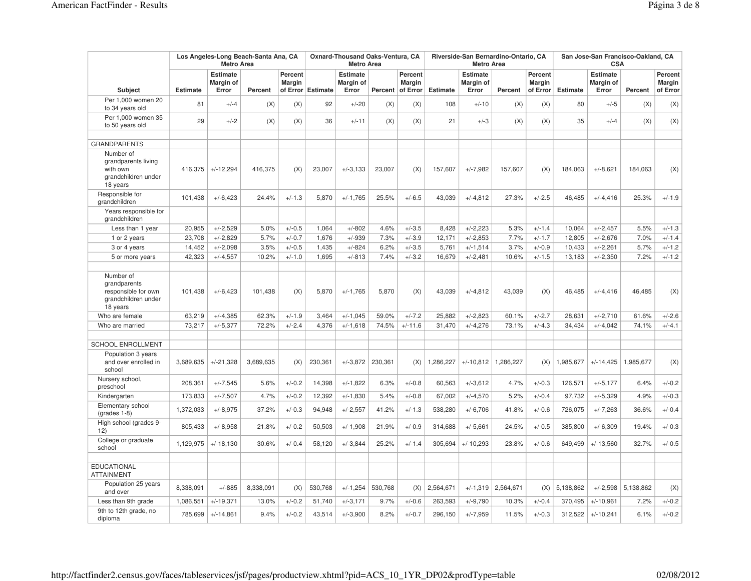| Subject | Los Angeles-Long Beach-Santa Ana, CA Metro Area | | | | Oxnard-Thousand Oaks-Ventura, CA Metro Area | | | | Riverside-San Bernardino-Ontario, CA Metro Area | | | | San Jose-San Francisco-Oakland, CA CSA | | | |
|---|---|---|---|---|---|---|---|---|---|---|---|---|---|---|---|---|
| | Estimate | Estimate Margin of Error | Percent | Percent Margin of Error | Estimate | Estimate Margin of Error | Percent | Percent Margin of Error | Estimate | Estimate Margin of Error | Percent | Percent Margin of Error | Estimate | Estimate Margin of Error | Percent | Percent Margin of Error |
| Per 1,000 women 20 to 34 years old | 81 | +/-4 | (X) | (X) | 92 | +/-20 | (X) | (X) | 108 | +/-10 | (X) | (X) | 80 | +/-5 | (X) | (X) |
| Per 1,000 women 35 to 50 years old | 29 | +/-2 | (X) | (X) | 36 | +/-11 | (X) | (X) | 21 | +/-3 | (X) | (X) | 35 | +/-4 | (X) | (X) |
| | | | | | | | | | | | | | | | | |
| GRANDPARENTS | | | | | | | | | | | | | | | | |
| Number of grandparents living with own grandchildren under 18 years | 416,375 | +/-12,294 | 416,375 | (X) | 23,007 | +/-3,133 | 23,007 | (X) | 157,607 | +/-7,982 | 157,607 | (X) | 184,063 | +/-8,621 | 184,063 | (X) |
| Responsible for grandchildren | 101,438 | +/-6,423 | 24.4% | +/-1.3 | 5,870 | +/-1,765 | 25.5% | +/-6.5 | 43,039 | +/-4,812 | 27.3% | +/-2.5 | 46,485 | +/-4,416 | 25.3% | +/-1.9 |
| Years responsible for grandchildren | | | | | | | | | | | | | | | | |
| Less than 1 year | 20,955 | +/-2,529 | 5.0% | +/-0.5 | 1,064 | +/-802 | 4.6% | +/-3.5 | 8,428 | +/-2,223 | 5.3% | +/-1.4 | 10,064 | +/-2,457 | 5.5% | +/-1.3 |
| 1 or 2 years | 23,708 | +/-2,829 | 5.7% | +/-0.7 | 1,676 | +/-939 | 7.3% | +/-3.9 | 12,171 | +/-2,853 | 7.7% | +/-1.7 | 12,805 | +/-2,676 | 7.0% | +/-1.4 |
| 3 or 4 years | 14,452 | +/-2,098 | 3.5% | +/-0.5 | 1,435 | +/-824 | 6.2% | +/-3.5 | 5,761 | +/-1,514 | 3.7% | +/-0.9 | 10,433 | +/-2,261 | 5.7% | +/-1.2 |
| 5 or more years | 42,323 | +/-4,557 | 10.2% | +/-1.0 | 1,695 | +/-813 | 7.4% | +/-3.2 | 16,679 | +/-2,481 | 10.6% | +/-1.5 | 13,183 | +/-2,350 | 7.2% | +/-1.2 |
| | | | | | | | | | | | | | | | | |
| Number of grandparents responsible for own grandchildren under 18 years | 101,438 | +/-6,423 | 101,438 | (X) | 5,870 | +/-1,765 | 5,870 | (X) | 43,039 | +/-4,812 | 43,039 | (X) | 46,485 | +/-4,416 | 46,485 | (X) |
| Who are female | 63,219 | +/-4,385 | 62.3% | +/-1.9 | 3,464 | +/-1,045 | 59.0% | +/-7.2 | 25,882 | +/-2,823 | 60.1% | +/-2.7 | 28,631 | +/-2,710 | 61.6% | +/-2.6 |
| Who are married | 73,217 | +/-5,377 | 72.2% | +/-2.4 | 4,376 | +/-1,618 | 74.5% | +/-11.6 | 31,470 | +/-4,276 | 73.1% | +/-4.3 | 34,434 | +/-4,042 | 74.1% | +/-4.1 |
| | | | | | | | | | | | | | | | | |
| SCHOOL ENROLLMENT | | | | | | | | | | | | | | | | |
| Population 3 years and over enrolled in school | 3,689,635 | +/-21,328 | 3,689,635 | (X) | 230,361 | +/-3,872 | 230,361 | (X) | 1,286,227 | +/-10,812 | 1,286,227 | (X) | 1,985,677 | +/-14,425 | 1,985,677 | (X) |
| Nursery school, preschool | 208,361 | +/-7,545 | 5.6% | +/-0.2 | 14,398 | +/-1,822 | 6.3% | +/-0.8 | 60,563 | +/-3,612 | 4.7% | +/-0.3 | 126,571 | +/-5,177 | 6.4% | +/-0.2 |
| Kindergarten | 173,833 | +/-7,507 | 4.7% | +/-0.2 | 12,392 | +/-1,830 | 5.4% | +/-0.8 | 67,002 | +/-4,570 | 5.2% | +/-0.4 | 97,732 | +/-5,329 | 4.9% | +/-0.3 |
| Elementary school (grades 1-8) | 1,372,033 | +/-8,975 | 37.2% | +/-0.3 | 94,948 | +/-2,557 | 41.2% | +/-1.3 | 538,280 | +/-6,706 | 41.8% | +/-0.6 | 726,075 | +/-7,263 | 36.6% | +/-0.4 |
| High school (grades 9-12) | 805,433 | +/-8,958 | 21.8% | +/-0.2 | 50,503 | +/-1,908 | 21.9% | +/-0.9 | 314,688 | +/-5,661 | 24.5% | +/-0.5 | 385,800 | +/-6,309 | 19.4% | +/-0.3 |
| College or graduate school | 1,129,975 | +/-18,130 | 30.6% | +/-0.4 | 58,120 | +/-3,844 | 25.2% | +/-1.4 | 305,694 | +/-10,293 | 23.8% | +/-0.6 | 649,499 | +/-13,560 | 32.7% | +/-0.5 |
| | | | | | | | | | | | | | | | | |
| EDUCATIONAL ATTAINMENT | | | | | | | | | | | | | | | | |
| Population 25 years and over | 8,338,091 | +/-885 | 8,338,091 | (X) | 530,768 | +/-1,254 | 530,768 | (X) | 2,564,671 | +/-1,319 | 2,564,671 | (X) | 5,138,862 | +/-2,598 | 5,138,862 | (X) |
| Less than 9th grade | 1,086,551 | +/-19,371 | 13.0% | +/-0.2 | 51,740 | +/-3,171 | 9.7% | +/-0.6 | 263,593 | +/-9,790 | 10.3% | +/-0.4 | 370,495 | +/-10,961 | 7.2% | +/-0.2 |
| 9th to 12th grade, no diploma | 785,699 | +/-14,861 | 9.4% | +/-0.2 | 43,514 | +/-3,900 | 8.2% | +/-0.7 | 296,150 | +/-7,959 | 11.5% | +/-0.3 | 312,522 | +/-10,241 | 6.1% | +/-0.2 |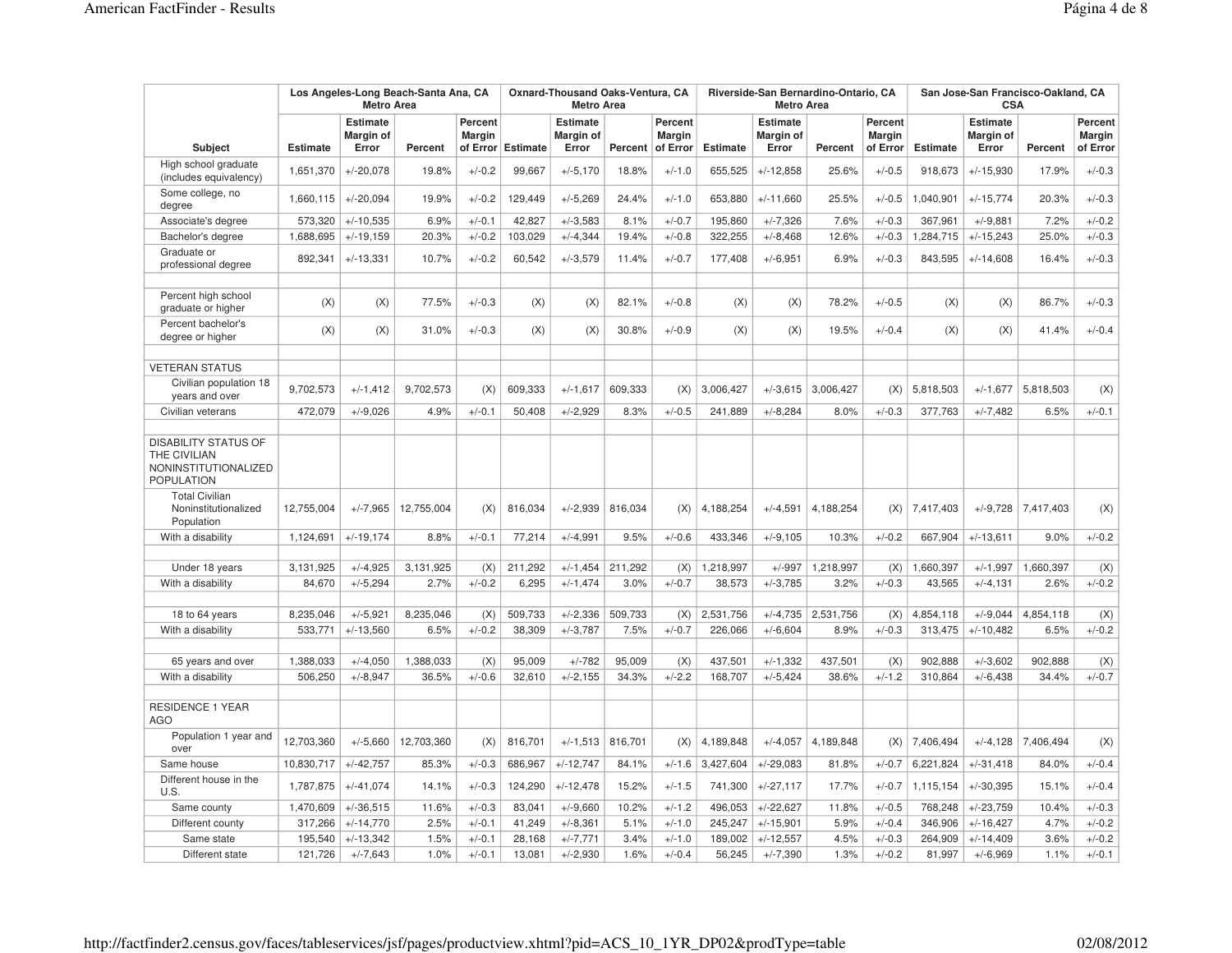| Subject | Los Angeles-Long Beach-Santa Ana, CA Metro Area | | | | Oxnard-Thousand Oaks-Ventura, CA Metro Area | | | | Riverside-San Bernardino-Ontario, CA Metro Area | | | | San Jose-San Francisco-Oakland, CA CSA | | | |
|---|---|---|---|---|---|---|---|---|---|---|---|---|---|---|---|---|
| | Estimate | Estimate Margin of Error | Percent | Percent Margin of Error | Estimate | Estimate Margin of Error | Percent | Percent Margin of Error | Estimate | Estimate Margin of Error | Percent | Percent Margin of Error | Estimate | Estimate Margin of Error | Percent | Percent Margin of Error |
| High school graduate (includes equivalency) | 1,651,370 | +/-20,078 | 19.8% | +/-0.2 | 99,667 | +/-5,170 | 18.8% | +/-1.0 | 655,525 | +/-12,858 | 25.6% | +/-0.5 | 918,673 | +/-15,930 | 17.9% | +/-0.3 |
| Some college, no degree | 1,660,115 | +/-20,094 | 19.9% | +/-0.2 | 129,449 | +/-5,269 | 24.4% | +/-1.0 | 653,880 | +/-11,660 | 25.5% | +/-0.5 | 1,040,901 | +/-15,774 | 20.3% | +/-0.3 |
| Associate's degree | 573,320 | +/-10,535 | 6.9% | +/-0.1 | 42,827 | +/-3,583 | 8.1% | +/-0.7 | 195,860 | +/-7,326 | 7.6% | +/-0.3 | 367,961 | +/-9,881 | 7.2% | +/-0.2 |
| Bachelor's degree | 1,688,695 | +/-19,159 | 20.3% | +/-0.2 | 103,029 | +/-4,344 | 19.4% | +/-0.8 | 322,255 | +/-8,468 | 12.6% | +/-0.3 | 1,284,715 | +/-15,243 | 25.0% | +/-0.3 |
| Graduate or professional degree | 892,341 | +/-13,331 | 10.7% | +/-0.2 | 60,542 | +/-3,579 | 11.4% | +/-0.7 | 177,408 | +/-6,951 | 6.9% | +/-0.3 | 843,595 | +/-14,608 | 16.4% | +/-0.3 |
| | | | | | | | | | | | | | | | | |
| Percent high school graduate or higher | (X) | (X) | 77.5% | +/-0.3 | (X) | (X) | 82.1% | +/-0.8 | (X) | (X) | 78.2% | +/-0.5 | (X) | (X) | 86.7% | +/-0.3 |
| Percent bachelor's degree or higher | (X) | (X) | 31.0% | +/-0.3 | (X) | (X) | 30.8% | +/-0.9 | (X) | (X) | 19.5% | +/-0.4 | (X) | (X) | 41.4% | +/-0.4 |
| | | | | | | | | | | | | | | | | |
| VETERAN STATUS | | | | | | | | | | | | | | | | |
| Civilian population 18 years and over | 9,702,573 | +/-1,412 | 9,702,573 | (X) | 609,333 | +/-1,617 | 609,333 | (X) | 3,006,427 | +/-3,615 | 3,006,427 | (X) | 5,818,503 | +/-1,677 | 5,818,503 | (X) |
| Civilian veterans | 472,079 | +/-9,026 | 4.9% | +/-0.1 | 50,408 | +/-2,929 | 8.3% | +/-0.5 | 241,889 | +/-8,284 | 8.0% | +/-0.3 | 377,763 | +/-7,482 | 6.5% | +/-0.1 |
| | | | | | | | | | | | | | | | | |
| DISABILITY STATUS OF THE CIVILIAN NONINSTITUTIONALIZED POPULATION | | | | | | | | | | | | | | | | |
| Total Civilian Noninstitutionalized Population | 12,755,004 | +/-7,965 | 12,755,004 | (X) | 816,034 | +/-2,939 | 816,034 | (X) | 4,188,254 | +/-4,591 | 4,188,254 | (X) | 7,417,403 | +/-9,728 | 7,417,403 | (X) |
| With a disability | 1,124,691 | +/-19,174 | 8.8% | +/-0.1 | 77,214 | +/-4,991 | 9.5% | +/-0.6 | 433,346 | +/-9,105 | 10.3% | +/-0.2 | 667,904 | +/-13,611 | 9.0% | +/-0.2 |
| | | | | | | | | | | | | | | | | |
| Under 18 years | 3,131,925 | +/-4,925 | 3,131,925 | (X) | 211,292 | +/-1,454 | 211,292 | (X) | 1,218,997 | +/-997 | 1,218,997 | (X) | 1,660,397 | +/-1,997 | 1,660,397 | (X) |
| With a disability | 84,670 | +/-5,294 | 2.7% | +/-0.2 | 6,295 | +/-1,474 | 3.0% | +/-0.7 | 38,573 | +/-3,785 | 3.2% | +/-0.3 | 43,565 | +/-4,131 | 2.6% | +/-0.2 |
| | | | | | | | | | | | | | | | | |
| 18 to 64 years | 8,235,046 | +/-5,921 | 8,235,046 | (X) | 509,733 | +/-2,336 | 509,733 | (X) | 2,531,756 | +/-4,735 | 2,531,756 | (X) | 4,854,118 | +/-9,044 | 4,854,118 | (X) |
| With a disability | 533,771 | +/-13,560 | 6.5% | +/-0.2 | 38,309 | +/-3,787 | 7.5% | +/-0.7 | 226,066 | +/-6,604 | 8.9% | +/-0.3 | 313,475 | +/-10,482 | 6.5% | +/-0.2 |
| | | | | | | | | | | | | | | | | |
| 65 years and over | 1,388,033 | +/-4,050 | 1,388,033 | (X) | 95,009 | +/-782 | 95,009 | (X) | 437,501 | +/-1,332 | 437,501 | (X) | 902,888 | +/-3,602 | 902,888 | (X) |
| With a disability | 506,250 | +/-8,947 | 36.5% | +/-0.6 | 32,610 | +/-2,155 | 34.3% | +/-2.2 | 168,707 | +/-5,424 | 38.6% | +/-1.2 | 310,864 | +/-6,438 | 34.4% | +/-0.7 |
| | | | | | | | | | | | | | | | | |
| RESIDENCE 1 YEAR AGO | | | | | | | | | | | | | | | | |
| Population 1 year and over | 12,703,360 | +/-5,660 | 12,703,360 | (X) | 816,701 | +/-1,513 | 816,701 | (X) | 4,189,848 | +/-4,057 | 4,189,848 | (X) | 7,406,494 | +/-4,128 | 7,406,494 | (X) |
| Same house | 10,830,717 | +/-42,757 | 85.3% | +/-0.3 | 686,967 | +/-12,747 | 84.1% | +/-1.6 | 3,427,604 | +/-29,083 | 81.8% | +/-0.7 | 6,221,824 | +/-31,418 | 84.0% | +/-0.4 |
| Different house in the U.S. | 1,787,875 | +/-41,074 | 14.1% | +/-0.3 | 124,290 | +/-12,478 | 15.2% | +/-1.5 | 741,300 | +/-27,117 | 17.7% | +/-0.7 | 1,115,154 | +/-30,395 | 15.1% | +/-0.4 |
| Same county | 1,470,609 | +/-36,515 | 11.6% | +/-0.3 | 83,041 | +/-9,660 | 10.2% | +/-1.2 | 496,053 | +/-22,627 | 11.8% | +/-0.5 | 768,248 | +/-23,759 | 10.4% | +/-0.3 |
| Different county | 317,266 | +/-14,770 | 2.5% | +/-0.1 | 41,249 | +/-8,361 | 5.1% | +/-1.0 | 245,247 | +/-15,901 | 5.9% | +/-0.4 | 346,906 | +/-16,427 | 4.7% | +/-0.2 |
| Same state | 195,540 | +/-13,342 | 1.5% | +/-0.1 | 28,168 | +/-7,771 | 3.4% | +/-1.0 | 189,002 | +/-12,557 | 4.5% | +/-0.3 | 264,909 | +/-14,409 | 3.6% | +/-0.2 |
| Different state | 121,726 | +/-7,643 | 1.0% | +/-0.1 | 13,081 | +/-2,930 | 1.6% | +/-0.4 | 56,245 | +/-7,390 | 1.3% | +/-0.2 | 81,997 | +/-6,969 | 1.1% | +/-0.1 |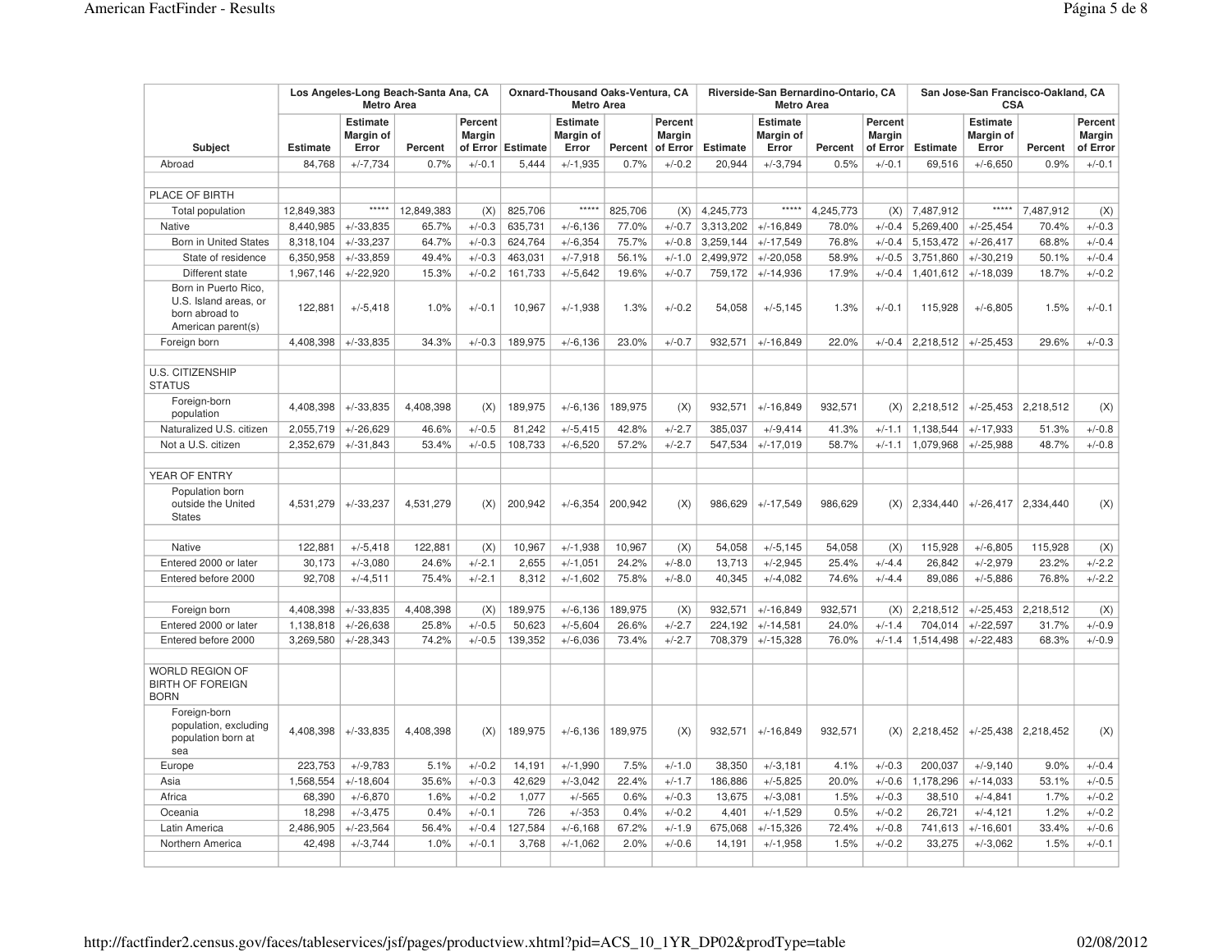| Subject | Los Angeles-Long Beach-Santa Ana, CA Metro Area | | | | Oxnard-Thousand Oaks-Ventura, CA Metro Area | | | | Riverside-San Bernardino-Ontario, CA Metro Area | | | | San Jose-San Francisco-Oakland, CA CSA | | | |
|---|---|---|---|---|---|---|---|---|---|---|---|---|---|---|---|---|
| | Estimate | Estimate Margin of Error | Percent | Percent Margin of Error | Estimate | Estimate Margin of Error | Percent | Percent Margin of Error | Estimate | Estimate Margin of Error | Percent | Percent Margin of Error | Estimate | Estimate Margin of Error | Percent | Percent Margin of Error |
| Abroad | 84,768 | +/-7,734 | 0.7% | +/-0.1 | 5,444 | +/-1,935 | 0.7% | +/-0.2 | 20,944 | +/-3,794 | 0.5% | +/-0.1 | 69,516 | +/-6,650 | 0.9% | +/-0.1 |
| | | | | | | | | | | | | | | | | |
| PLACE OF BIRTH | | | | | | | | | | | | | | | | |
| Total population | 12,849,383 | ***** | 12,849,383 | (X) | 825,706 | ***** | 825,706 | (X) | 4,245,773 | ***** | 4,245,773 | (X) | 7,487,912 | ***** | 7,487,912 | (X) |
| Native | 8,440,985 | +/-33,835 | 65.7% | +/-0.3 | 635,731 | +/-6,136 | 77.0% | +/-0.7 | 3,313,202 | +/-16,849 | 78.0% | +/-0.4 | 5,269,400 | +/-25,454 | 70.4% | +/-0.3 |
| Born in United States | 8,318,104 | +/-33,237 | 64.7% | +/-0.3 | 624,764 | +/-6,354 | 75.7% | +/-0.8 | 3,259,144 | +/-17,549 | 76.8% | +/-0.4 | 5,153,472 | +/-26,417 | 68.8% | +/-0.4 |
| State of residence | 6,350,958 | +/-33,859 | 49.4% | +/-0.3 | 463,031 | +/-7,918 | 56.1% | +/-1.0 | 2,499,972 | +/-20,058 | 58.9% | +/-0.5 | 3,751,860 | +/-30,219 | 50.1% | +/-0.4 |
| Different state | 1,967,146 | +/-22,920 | 15.3% | +/-0.2 | 161,733 | +/-5,642 | 19.6% | +/-0.7 | 759,172 | +/-14,936 | 17.9% | +/-0.4 | 1,401,612 | +/-18,039 | 18.7% | +/-0.2 |
| Born in Puerto Rico, U.S. Island areas, or born abroad to American parent(s) | 122,881 | +/-5,418 | 1.0% | +/-0.1 | 10,967 | +/-1,938 | 1.3% | +/-0.2 | 54,058 | +/-5,145 | 1.3% | +/-0.1 | 115,928 | +/-6,805 | 1.5% | +/-0.1 |
| Foreign born | 4,408,398 | +/-33,835 | 34.3% | +/-0.3 | 189,975 | +/-6,136 | 23.0% | +/-0.7 | 932,571 | +/-16,849 | 22.0% | +/-0.4 | 2,218,512 | +/-25,453 | 29.6% | +/-0.3 |
| | | | | | | | | | | | | | | | | |
| U.S. CITIZENSHIP STATUS | | | | | | | | | | | | | | | | |
| Foreign-born population | 4,408,398 | +/-33,835 | 4,408,398 | (X) | 189,975 | +/-6,136 | 189,975 | (X) | 932,571 | +/-16,849 | 932,571 | (X) | 2,218,512 | +/-25,453 | 2,218,512 | (X) |
| Naturalized U.S. citizen | 2,055,719 | +/-26,629 | 46.6% | +/-0.5 | 81,242 | +/-5,415 | 42.8% | +/-2.7 | 385,037 | +/-9,414 | 41.3% | +/-1.1 | 1,138,544 | +/-17,933 | 51.3% | +/-0.8 |
| Not a U.S. citizen | 2,352,679 | +/-31,843 | 53.4% | +/-0.5 | 108,733 | +/-6,520 | 57.2% | +/-2.7 | 547,534 | +/-17,019 | 58.7% | +/-1.1 | 1,079,968 | +/-25,988 | 48.7% | +/-0.8 |
| | | | | | | | | | | | | | | | | |
| YEAR OF ENTRY | | | | | | | | | | | | | | | | |
| Population born outside the United States | 4,531,279 | +/-33,237 | 4,531,279 | (X) | 200,942 | +/-6,354 | 200,942 | (X) | 986,629 | +/-17,549 | 986,629 | (X) | 2,334,440 | +/-26,417 | 2,334,440 | (X) |
| | | | | | | | | | | | | | | | | |
| Native | 122,881 | +/-5,418 | 122,881 | (X) | 10,967 | +/-1,938 | 10,967 | (X) | 54,058 | +/-5,145 | 54,058 | (X) | 115,928 | +/-6,805 | 115,928 | (X) |
| Entered 2000 or later | 30,173 | +/-3,080 | 24.6% | +/-2.1 | 2,655 | +/-1,051 | 24.2% | +/-8.0 | 13,713 | +/-2,945 | 25.4% | +/-4.4 | 26,842 | +/-2,979 | 23.2% | +/-2.2 |
| Entered before 2000 | 92,708 | +/-4,511 | 75.4% | +/-2.1 | 8,312 | +/-1,602 | 75.8% | +/-8.0 | 40,345 | +/-4,082 | 74.6% | +/-4.4 | 89,086 | +/-5,886 | 76.8% | +/-2.2 |
| | | | | | | | | | | | | | | | | |
| Foreign born | 4,408,398 | +/-33,835 | 4,408,398 | (X) | 189,975 | +/-6,136 | 189,975 | (X) | 932,571 | +/-16,849 | 932,571 | (X) | 2,218,512 | +/-25,453 | 2,218,512 | (X) |
| Entered 2000 or later | 1,138,818 | +/-26,638 | 25.8% | +/-0.5 | 50,623 | +/-5,604 | 26.6% | +/-2.7 | 224,192 | +/-14,581 | 24.0% | +/-1.4 | 704,014 | +/-22,597 | 31.7% | +/-0.9 |
| Entered before 2000 | 3,269,580 | +/-28,343 | 74.2% | +/-0.5 | 139,352 | +/-6,036 | 73.4% | +/-2.7 | 708,379 | +/-15,328 | 76.0% | +/-1.4 | 1,514,498 | +/-22,483 | 68.3% | +/-0.9 |
| | | | | | | | | | | | | | | | | |
| WORLD REGION OF BIRTH OF FOREIGN BORN | | | | | | | | | | | | | | | | |
| Foreign-born population, excluding population born at sea | 4,408,398 | +/-33,835 | 4,408,398 | (X) | 189,975 | +/-6,136 | 189,975 | (X) | 932,571 | +/-16,849 | 932,571 | (X) | 2,218,452 | +/-25,438 | 2,218,452 | (X) |
| Europe | 223,753 | +/-9,783 | 5.1% | +/-0.2 | 14,191 | +/-1,990 | 7.5% | +/-1.0 | 38,350 | +/-3,181 | 4.1% | +/-0.3 | 200,037 | +/-9,140 | 9.0% | +/-0.4 |
| Asia | 1,568,554 | +/-18,604 | 35.6% | +/-0.3 | 42,629 | +/-3,042 | 22.4% | +/-1.7 | 186,886 | +/-5,825 | 20.0% | +/-0.6 | 1,178,296 | +/-14,033 | 53.1% | +/-0.5 |
| Africa | 68,390 | +/-6,870 | 1.6% | +/-0.2 | 1,077 | +/-565 | 0.6% | +/-0.3 | 13,675 | +/-3,081 | 1.5% | +/-0.3 | 38,510 | +/-4,841 | 1.7% | +/-0.2 |
| Oceania | 18,298 | +/-3,475 | 0.4% | +/-0.1 | 726 | +/-353 | 0.4% | +/-0.2 | 4,401 | +/-1,529 | 0.5% | +/-0.2 | 26,721 | +/-4,121 | 1.2% | +/-0.2 |
| Latin America | 2,486,905 | +/-23,564 | 56.4% | +/-0.4 | 127,584 | +/-6,168 | 67.2% | +/-1.9 | 675,068 | +/-15,326 | 72.4% | +/-0.8 | 741,613 | +/-16,601 | 33.4% | +/-0.6 |
| Northern America | 42,498 | +/-3,744 | 1.0% | +/-0.1 | 3,768 | +/-1,062 | 2.0% | +/-0.6 | 14,191 | +/-1,958 | 1.5% | +/-0.2 | 33,275 | +/-3,062 | 1.5% | +/-0.1 |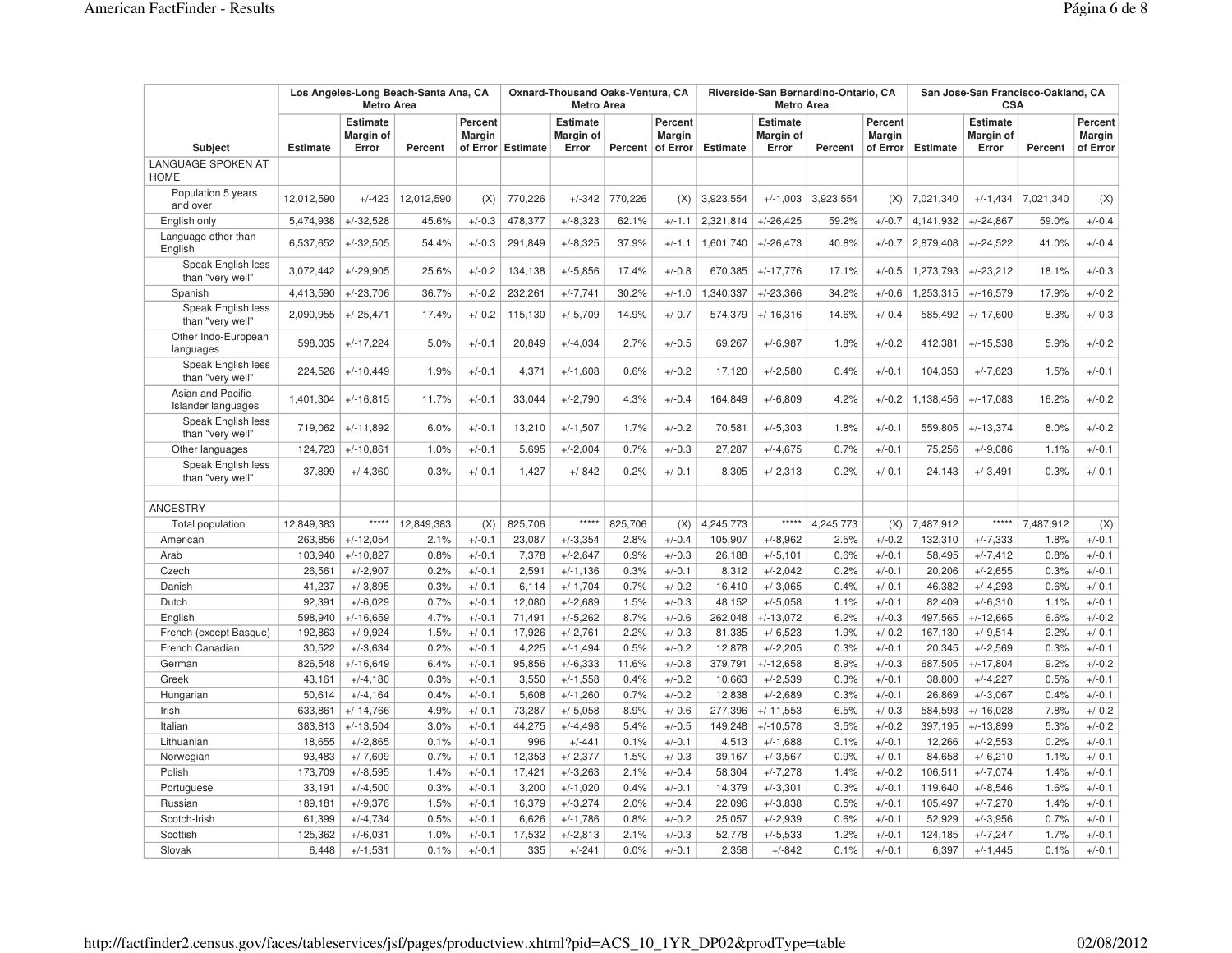| Subject | Los Angeles-Long Beach-Santa Ana, CA Metro Area | | | | Oxnard-Thousand Oaks-Ventura, CA Metro Area | | | | Riverside-San Bernardino-Ontario, CA Metro Area | | | | San Jose-San Francisco-Oakland, CA CSA | | | |
|---|---|---|---|---|---|---|---|---|---|---|---|---|---|---|---|---|
| | Estimate | Estimate Margin of Error | Percent | Percent Margin of Error | Estimate | Estimate Margin of Error | Percent | Percent Margin of Error | Estimate | Estimate Margin of Error | Percent | Percent Margin of Error | Estimate | Estimate Margin of Error | Percent | Percent Margin of Error |
| LANGUAGE SPOKEN AT HOME | | | | | | | | | | | | | | | | |
| Population 5 years and over | 12,012,590 | +/-423 | 12,012,590 | (X) | 770,226 | +/-342 | 770,226 | (X) | 3,923,554 | +/-1,003 | 3,923,554 | (X) | 7,021,340 | +/-1,434 | 7,021,340 | (X) |
| English only | 5,474,938 | +/-32,528 | 45.6% | +/-0.3 | 478,377 | +/-8,323 | 62.1% | +/-1.1 | 2,321,814 | +/-26,425 | 59.2% | +/-0.7 | 4,141,932 | +/-24,867 | 59.0% | +/-0.4 |
| Language other than English | 6,537,652 | +/-32,505 | 54.4% | +/-0.3 | 291,849 | +/-8,325 | 37.9% | +/-1.1 | 1,601,740 | +/-26,473 | 40.8% | +/-0.7 | 2,879,408 | +/-24,522 | 41.0% | +/-0.4 |
| Speak English less than "very well" | 3,072,442 | +/-29,905 | 25.6% | +/-0.2 | 134,138 | +/-5,856 | 17.4% | +/-0.8 | 670,385 | +/-17,776 | 17.1% | +/-0.5 | 1,273,793 | +/-23,212 | 18.1% | +/-0.3 |
| Spanish | 4,413,590 | +/-23,706 | 36.7% | +/-0.2 | 232,261 | +/-7,741 | 30.2% | +/-1.0 | 1,340,337 | +/-23,366 | 34.2% | +/-0.6 | 1,253,315 | +/-16,579 | 17.9% | +/-0.2 |
| Speak English less than "very well" | 2,090,955 | +/-25,471 | 17.4% | +/-0.2 | 115,130 | +/-5,709 | 14.9% | +/-0.7 | 574,379 | +/-16,316 | 14.6% | +/-0.4 | 585,492 | +/-17,600 | 8.3% | +/-0.3 |
| Other Indo-European languages | 598,035 | +/-17,224 | 5.0% | +/-0.1 | 20,849 | +/-4,034 | 2.7% | +/-0.5 | 69,267 | +/-6,987 | 1.8% | +/-0.2 | 412,381 | +/-15,538 | 5.9% | +/-0.2 |
| Speak English less than "very well" | 224,526 | +/-10,449 | 1.9% | +/-0.1 | 4,371 | +/-1,608 | 0.6% | +/-0.2 | 17,120 | +/-2,580 | 0.4% | +/-0.1 | 104,353 | +/-7,623 | 1.5% | +/-0.1 |
| Asian and Pacific Islander languages | 1,401,304 | +/-16,815 | 11.7% | +/-0.1 | 33,044 | +/-2,790 | 4.3% | +/-0.4 | 164,849 | +/-6,809 | 4.2% | +/-0.2 | 1,138,456 | +/-17,083 | 16.2% | +/-0.2 |
| Speak English less than "very well" | 719,062 | +/-11,892 | 6.0% | +/-0.1 | 13,210 | +/-1,507 | 1.7% | +/-0.2 | 70,581 | +/-5,303 | 1.8% | +/-0.1 | 559,805 | +/-13,374 | 8.0% | +/-0.2 |
| Other languages | 124,723 | +/-10,861 | 1.0% | +/-0.1 | 5,695 | +/-2,004 | 0.7% | +/-0.3 | 27,287 | +/-4,675 | 0.7% | +/-0.1 | 75,256 | +/-9,086 | 1.1% | +/-0.1 |
| Speak English less than "very well" | 37,899 | +/-4,360 | 0.3% | +/-0.1 | 1,427 | +/-842 | 0.2% | +/-0.1 | 8,305 | +/-2,313 | 0.2% | +/-0.1 | 24,143 | +/-3,491 | 0.3% | +/-0.1 |
| | | | | | | | | | | | | | | | | |
| ANCESTRY | | | | | | | | | | | | | | | | |
| Total population | 12,849,383 | ***** | 12,849,383 | (X) | 825,706 | ***** | 825,706 | (X) | 4,245,773 | ***** | 4,245,773 | (X) | 7,487,912 | ***** | 7,487,912 | (X) |
| American | 263,856 | +/-12,054 | 2.1% | +/-0.1 | 23,087 | +/-3,354 | 2.8% | +/-0.4 | 105,907 | +/-8,962 | 2.5% | +/-0.2 | 132,310 | +/-7,333 | 1.8% | +/-0.1 |
| Arab | 103,940 | +/-10,827 | 0.8% | +/-0.1 | 7,378 | +/-2,647 | 0.9% | +/-0.3 | 26,188 | +/-5,101 | 0.6% | +/-0.1 | 58,495 | +/-7,412 | 0.8% | +/-0.1 |
| Czech | 26,561 | +/-2,907 | 0.2% | +/-0.1 | 2,591 | +/-1,136 | 0.3% | +/-0.1 | 8,312 | +/-2,042 | 0.2% | +/-0.1 | 20,206 | +/-2,655 | 0.3% | +/-0.1 |
| Danish | 41,237 | +/-3,895 | 0.3% | +/-0.1 | 6,114 | +/-1,704 | 0.7% | +/-0.2 | 16,410 | +/-3,065 | 0.4% | +/-0.1 | 46,382 | +/-4,293 | 0.6% | +/-0.1 |
| Dutch | 92,391 | +/-6,029 | 0.7% | +/-0.1 | 12,080 | +/-2,689 | 1.5% | +/-0.3 | 48,152 | +/-5,058 | 1.1% | +/-0.1 | 82,409 | +/-6,310 | 1.1% | +/-0.1 |
| English | 598,940 | +/-16,659 | 4.7% | +/-0.1 | 71,491 | +/-5,262 | 8.7% | +/-0.6 | 262,048 | +/-13,072 | 6.2% | +/-0.3 | 497,565 | +/-12,665 | 6.6% | +/-0.2 |
| French (except Basque) | 192,863 | +/-9,924 | 1.5% | +/-0.1 | 17,926 | +/-2,761 | 2.2% | +/-0.3 | 81,335 | +/-6,523 | 1.9% | +/-0.2 | 167,130 | +/-9,514 | 2.2% | +/-0.1 |
| French Canadian | 30,522 | +/-3,634 | 0.2% | +/-0.1 | 4,225 | +/-1,494 | 0.5% | +/-0.2 | 12,878 | +/-2,205 | 0.3% | +/-0.1 | 20,345 | +/-2,569 | 0.3% | +/-0.1 |
| German | 826,548 | +/-16,649 | 6.4% | +/-0.1 | 95,856 | +/-6,333 | 11.6% | +/-0.8 | 379,791 | +/-12,658 | 8.9% | +/-0.3 | 687,505 | +/-17,804 | 9.2% | +/-0.2 |
| Greek | 43,161 | +/-4,180 | 0.3% | +/-0.1 | 3,550 | +/-1,558 | 0.4% | +/-0.2 | 10,663 | +/-2,539 | 0.3% | +/-0.1 | 38,800 | +/-4,227 | 0.5% | +/-0.1 |
| Hungarian | 50,614 | +/-4,164 | 0.4% | +/-0.1 | 5,608 | +/-1,260 | 0.7% | +/-0.2 | 12,838 | +/-2,689 | 0.3% | +/-0.1 | 26,869 | +/-3,067 | 0.4% | +/-0.1 |
| Irish | 633,861 | +/-14,766 | 4.9% | +/-0.1 | 73,287 | +/-5,058 | 8.9% | +/-0.6 | 277,396 | +/-11,553 | 6.5% | +/-0.3 | 584,593 | +/-16,028 | 7.8% | +/-0.2 |
| Italian | 383,813 | +/-13,504 | 3.0% | +/-0.1 | 44,275 | +/-4,498 | 5.4% | +/-0.5 | 149,248 | +/-10,578 | 3.5% | +/-0.2 | 397,195 | +/-13,899 | 5.3% | +/-0.2 |
| Lithuanian | 18,655 | +/-2,865 | 0.1% | +/-0.1 | 996 | +/-441 | 0.1% | +/-0.1 | 4,513 | +/-1,688 | 0.1% | +/-0.1 | 12,266 | +/-2,553 | 0.2% | +/-0.1 |
| Norwegian | 93,483 | +/-7,609 | 0.7% | +/-0.1 | 12,353 | +/-2,377 | 1.5% | +/-0.3 | 39,167 | +/-3,567 | 0.9% | +/-0.1 | 84,658 | +/-6,210 | 1.1% | +/-0.1 |
| Polish | 173,709 | +/-8,595 | 1.4% | +/-0.1 | 17,421 | +/-3,263 | 2.1% | +/-0.4 | 58,304 | +/-7,278 | 1.4% | +/-0.2 | 106,511 | +/-7,074 | 1.4% | +/-0.1 |
| Portuguese | 33,191 | +/-4,500 | 0.3% | +/-0.1 | 3,200 | +/-1,020 | 0.4% | +/-0.1 | 14,379 | +/-3,301 | 0.3% | +/-0.1 | 119,640 | +/-8,546 | 1.6% | +/-0.1 |
| Russian | 189,181 | +/-9,376 | 1.5% | +/-0.1 | 16,379 | +/-3,274 | 2.0% | +/-0.4 | 22,096 | +/-3,838 | 0.5% | +/-0.1 | 105,497 | +/-7,270 | 1.4% | +/-0.1 |
| Scotch-Irish | 61,399 | +/-4,734 | 0.5% | +/-0.1 | 6,626 | +/-1,786 | 0.8% | +/-0.2 | 25,057 | +/-2,939 | 0.6% | +/-0.1 | 52,929 | +/-3,956 | 0.7% | +/-0.1 |
| Scottish | 125,362 | +/-6,031 | 1.0% | +/-0.1 | 17,532 | +/-2,813 | 2.1% | +/-0.3 | 52,778 | +/-5,533 | 1.2% | +/-0.1 | 124,185 | +/-7,247 | 1.7% | +/-0.1 |
| Slovak | 6,448 | +/-1,531 | 0.1% | +/-0.1 | 335 | +/-241 | 0.0% | +/-0.1 | 2,358 | +/-842 | 0.1% | +/-0.1 | 6,397 | +/-1,445 | 0.1% | +/-0.1 |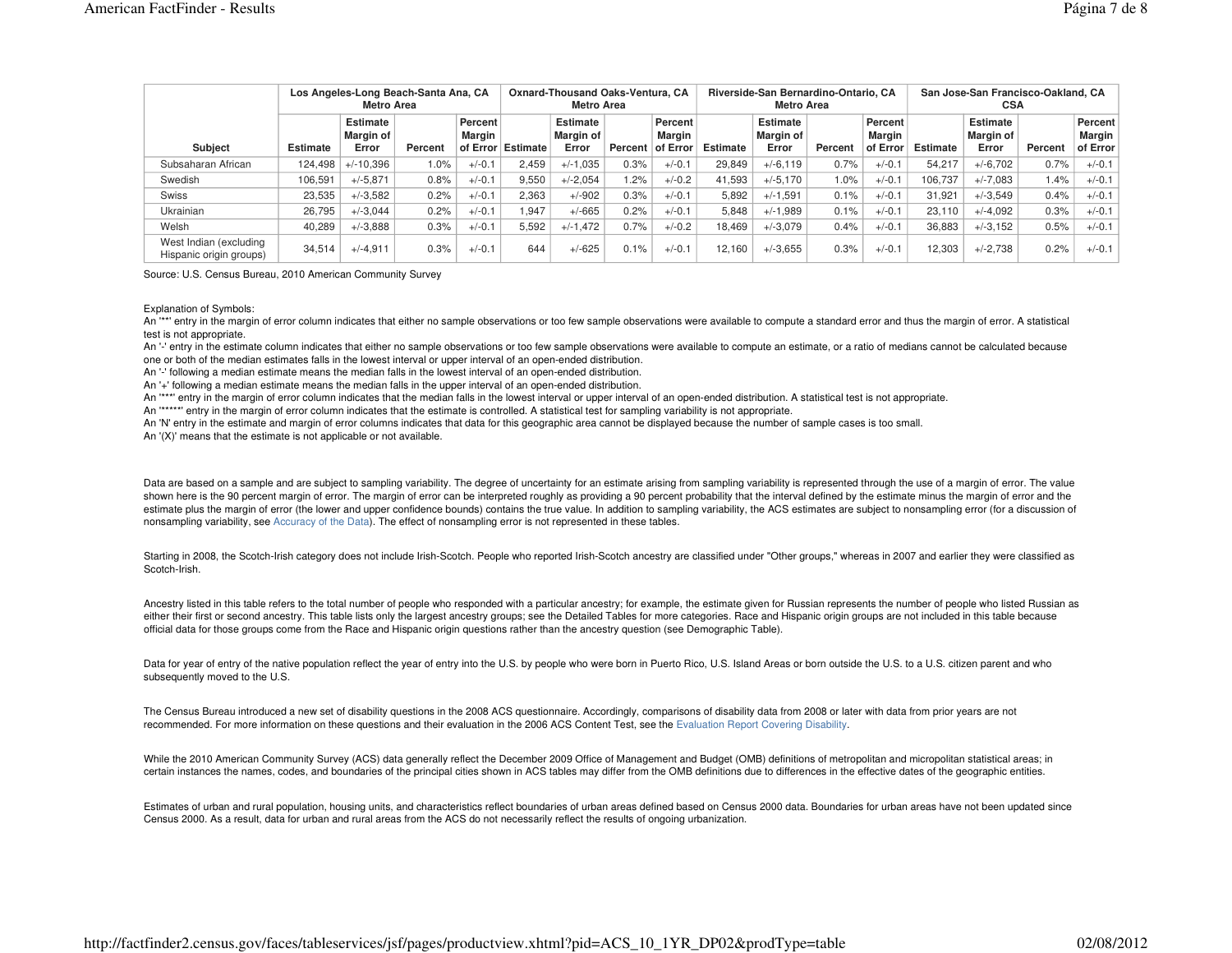| Subject | Los Angeles-Long Beach-Santa Ana, CA Metro Area | | | | Oxnard-Thousand Oaks-Ventura, CA Metro Area | | | | Riverside-San Bernardino-Ontario, CA Metro Area | | | | San Jose-San Francisco-Oakland, CA CSA | | | |
|---|---|---|---|---|---|---|---|---|---|---|---|---|---|---|---|---|
| | Estimate | Estimate Margin of Error | Percent | Percent Margin of Error | Estimate | Estimate Margin of Error | Percent | Percent Margin of Error | Estimate | Estimate Margin of Error | Percent | Percent Margin of Error | Estimate | Estimate Margin of Error | Percent | Percent Margin of Error |
| Subsaharan African | 124,498 | +/-10,396 | 1.0% | +/-0.1 | 2,459 | +/-1,035 | 0.3% | +/-0.1 | 29,849 | +/-6,119 | 0.7% | +/-0.1 | 54,217 | +/-6,702 | 0.7% | +/-0.1 |
| Swedish | 106,591 | +/-5,871 | 0.8% | +/-0.1 | 9,550 | +/-2,054 | 1.2% | +/-0.2 | 41,593 | +/-5,170 | 1.0% | +/-0.1 | 106,737 | +/-7,083 | 1.4% | +/-0.1 |
| Swiss | 23,535 | +/-3,582 | 0.2% | +/-0.1 | 2,363 | +/-902 | 0.3% | +/-0.1 | 5,892 | +/-1,591 | 0.1% | +/-0.1 | 31,921 | +/-3,549 | 0.4% | +/-0.1 |
| Ukrainian | 26,795 | +/-3,044 | 0.2% | +/-0.1 | 1,947 | +/-665 | 0.2% | +/-0.1 | 5,848 | +/-1,989 | 0.1% | +/-0.1 | 23,110 | +/-4,092 | 0.3% | +/-0.1 |
| Welsh | 40,289 | +/-3,888 | 0.3% | +/-0.1 | 5,592 | +/-1,472 | 0.7% | +/-0.2 | 18,469 | +/-3,079 | 0.4% | +/-0.1 | 36,883 | +/-3,152 | 0.5% | +/-0.1 |
| West Indian (excluding Hispanic origin groups) | 34,514 | +/-4,911 | 0.3% | +/-0.1 | 644 | +/-625 | 0.1% | +/-0.1 | 12,160 | +/-3,655 | 0.3% | +/-0.1 | 12,303 | +/-2,738 | 0.2% | +/-0.1 |

Source: U.S. Census Bureau, 2010 American Community Survey

Explanation of Symbols:
An '**' entry in the margin of error column indicates that either no sample observations or too few sample observations were available to compute a standard error and thus the margin of error. A statistical test is not appropriate.
An '-' entry in the estimate column indicates that either no sample observations or too few sample observations were available to compute an estimate, or a ratio of medians cannot be calculated because one or both of the median estimates falls in the lowest interval or upper interval of an open-ended distribution.
An '-' following a median estimate means the median falls in the lowest interval of an open-ended distribution.
An '+' following a median estimate means the median falls in the upper interval of an open-ended distribution.
An '***' entry in the margin of error column indicates that the median falls in the lowest interval or upper interval of an open-ended distribution. A statistical test is not appropriate.
An '*****' entry in the margin of error column indicates that the estimate is controlled. A statistical test for sampling variability is not appropriate.
An 'N' entry in the estimate and margin of error columns indicates that data for this geographic area cannot be displayed because the number of sample cases is too small.
An '(X)' means that the estimate is not applicable or not available.

Data are based on a sample and are subject to sampling variability. The degree of uncertainty for an estimate arising from sampling variability is represented through the use of a margin of error. The value shown here is the 90 percent margin of error. The margin of error can be interpreted roughly as providing a 90 percent probability that the interval defined by the estimate minus the margin of error and the estimate plus the margin of error (the lower and upper confidence bounds) contains the true value. In addition to sampling variability, the ACS estimates are subject to nonsampling error (for a discussion of nonsampling variability, see Accuracy of the Data). The effect of nonsampling error is not represented in these tables.

Starting in 2008, the Scotch-Irish category does not include Irish-Scotch. People who reported Irish-Scotch ancestry are classified under "Other groups," whereas in 2007 and earlier they were classified as Scotch-Irish.

Ancestry listed in this table refers to the total number of people who responded with a particular ancestry; for example, the estimate given for Russian represents the number of people who listed Russian as either their first or second ancestry. This table lists only the largest ancestry groups; see the Detailed Tables for more categories. Race and Hispanic origin groups are not included in this table because official data for those groups come from the Race and Hispanic origin questions rather than the ancestry question (see Demographic Table).

Data for year of entry of the native population reflect the year of entry into the U.S. by people who were born in Puerto Rico, U.S. Island Areas or born outside the U.S. to a U.S. citizen parent and who subsequently moved to the U.S.

The Census Bureau introduced a new set of disability questions in the 2008 ACS questionnaire. Accordingly, comparisons of disability data from 2008 or later with data from prior years are not recommended. For more information on these questions and their evaluation in the 2006 ACS Content Test, see the Evaluation Report Covering Disability.

While the 2010 American Community Survey (ACS) data generally reflect the December 2009 Office of Management and Budget (OMB) definitions of metropolitan and micropolitan statistical areas; in certain instances the names, codes, and boundaries of the principal cities shown in ACS tables may differ from the OMB definitions due to differences in the effective dates of the geographic entities.

Estimates of urban and rural population, housing units, and characteristics reflect boundaries of urban areas defined based on Census 2000 data. Boundaries for urban areas have not been updated since Census 2000. As a result, data for urban and rural areas from the ACS do not necessarily reflect the results of ongoing urbanization.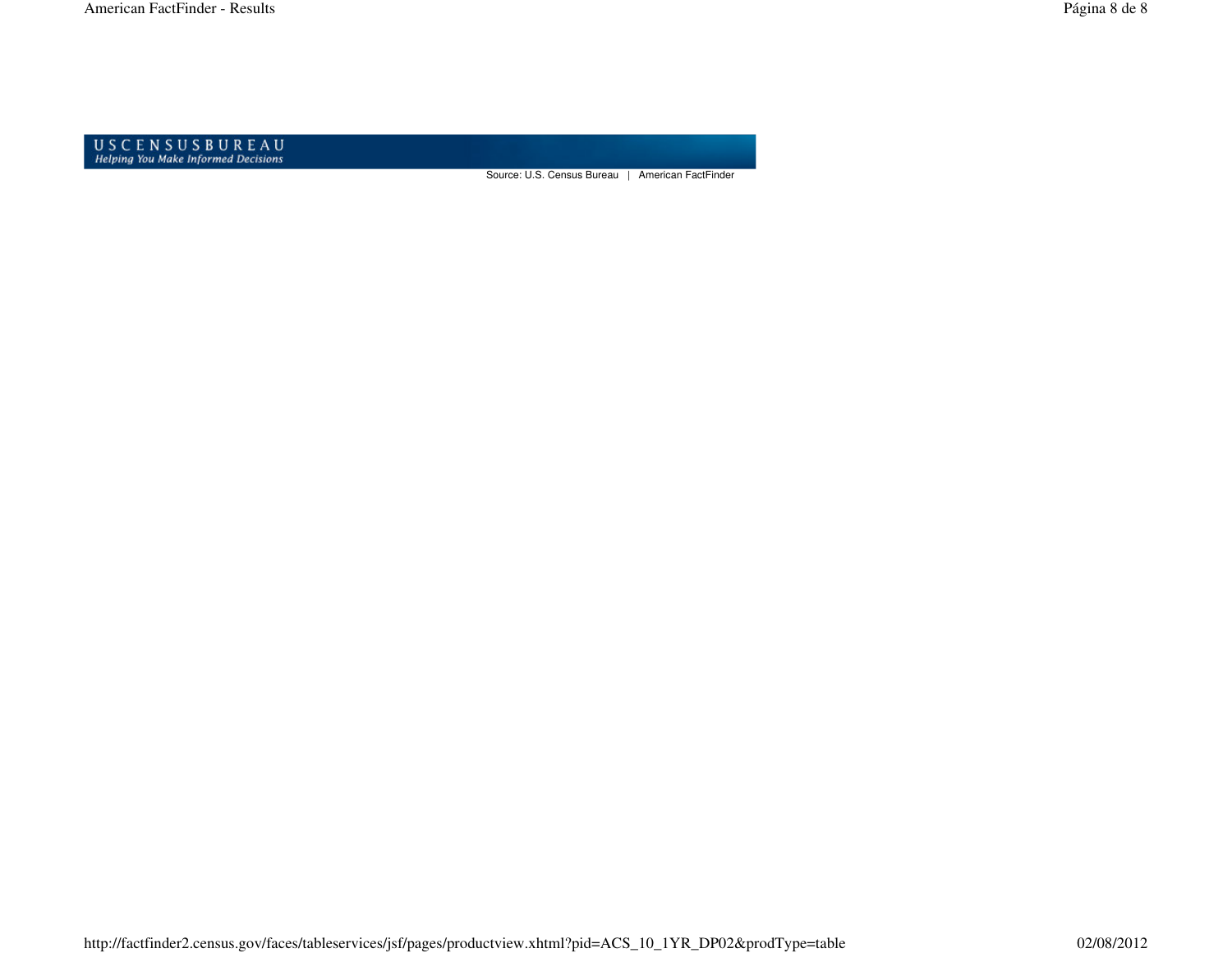USCENSUSBUREAU
*Helping You Make Informed Decisions*

Source: U.S. Census Bureau | American FactFinder